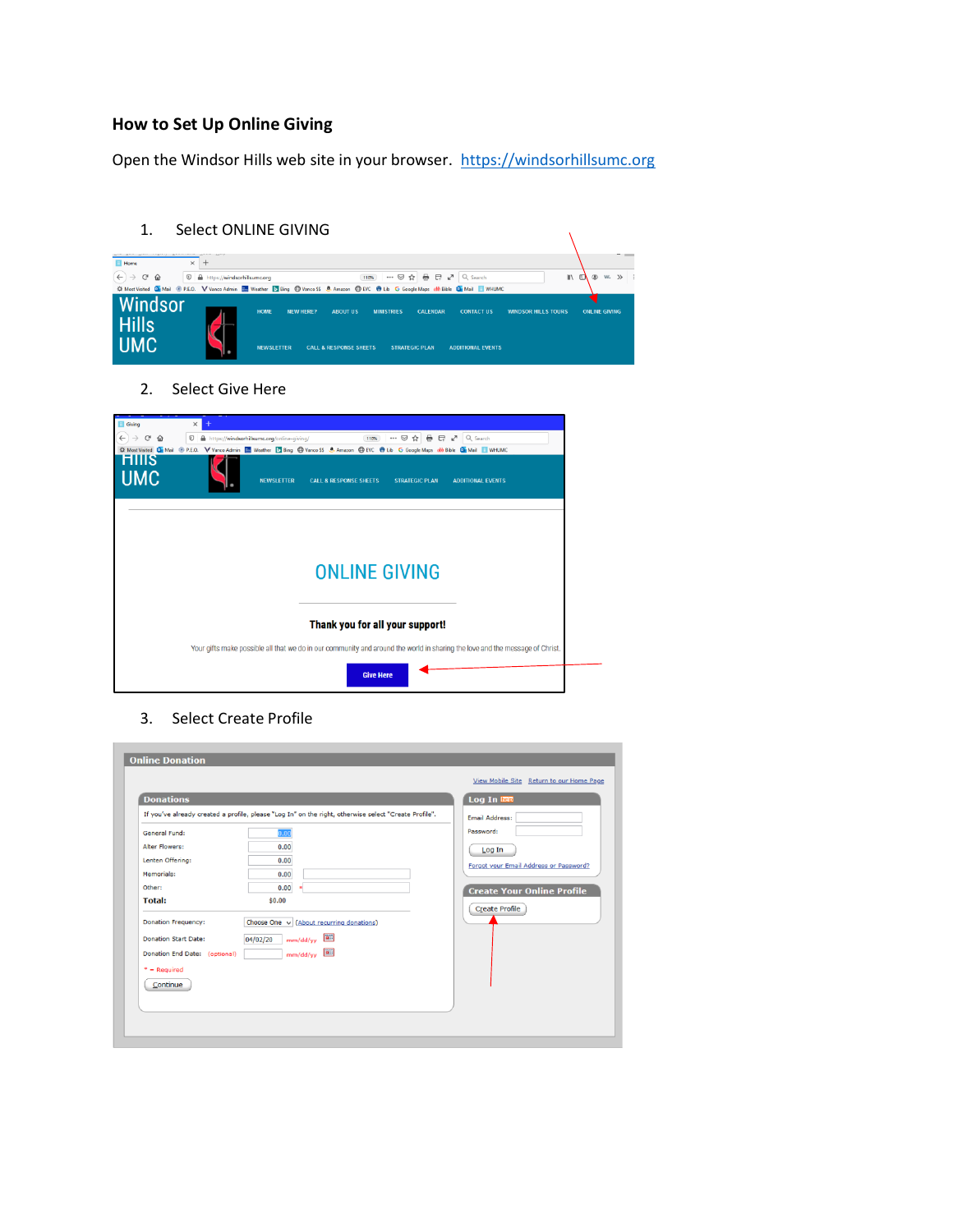## How to Set Up Online Giving

Open the Windsor Hills web site in your browser. https://windsorhillsumc.org

1. Select ONLINE GIVING

2. Select Give Here

3. Select Create Profile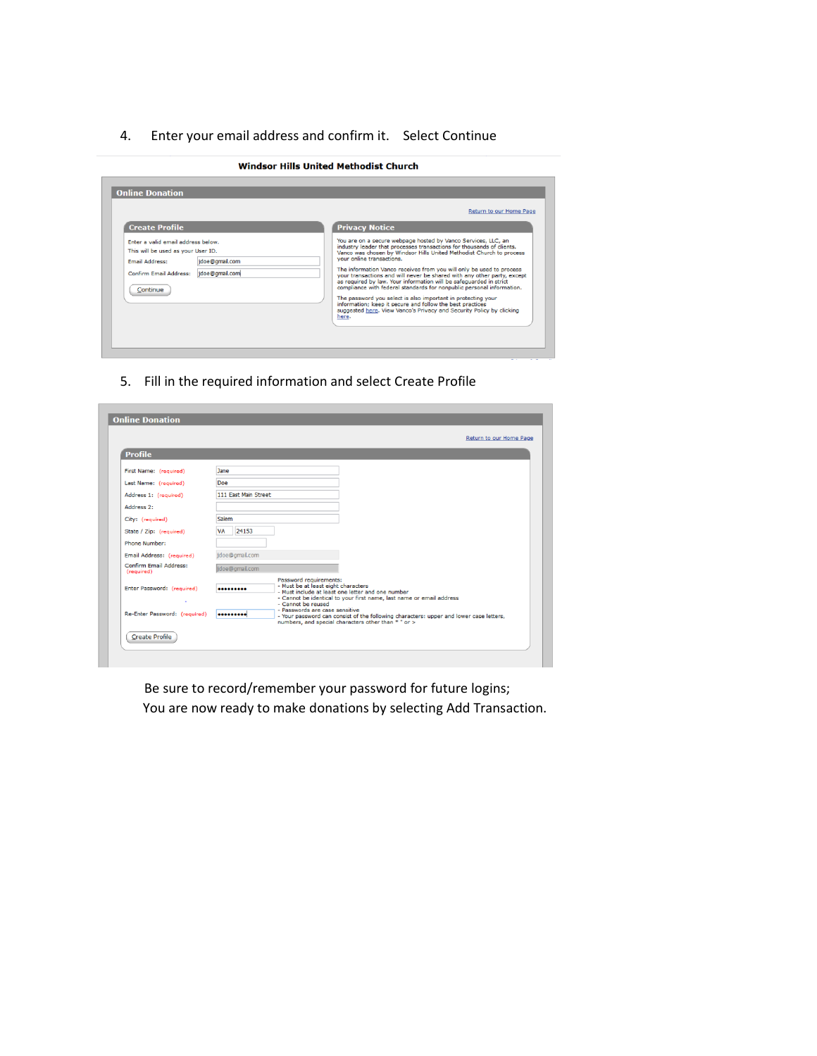4. Enter your email address and confirm it. Select Continue

**Windsor Hills United Methodist Church**

**Online Donation**

Return to our Home Page

**Create Profile**

Enter a valid email address below.
This will be used as your User ID.

Email Address: jdoe@gmail.com

Confirm Email Address: jdoe@gmail.com

Continue

**Privacy Notice**

You are on a secure webpage hosted by Vanco Services, LLC, an industry leader that processes transactions for thousands of clients. Vanco was chosen by Windsor Hills United Methodist Church to process your online transactions.

The information Vanco receives from you will only be used to process your transactions and will never be shared with any other party, except as required by law. Your information will be safeguarded in strict compliance with federal standards for nonpublic personal information.

The password you select is also important in protecting your information; keep it secure and follow the best practices suggested here. View Vanco's Privacy and Security Policy by clicking here.

5. Fill in the required information and select Create Profile

**Online Donation**

Return to our Home Page

**Profile**

First Name: (required) Jane

Last Name: (required) Doe

Address 1: (required) 111 East Main Street

Address 2:

City: (required) Salem

State / Zip: (required) VA 24153

Phone Number:

Email Address: (required) jdoe@gmail.com

Confirm Email Address: (required) jdoe@gmail.com

Enter Password: (required) •••••••••

Re-Enter Password: (required) •••••••••

Password requirements:
- Must be at least eight characters
- Must include at least one letter and one number
- Cannot be identical to your first name, last name or email address
- Cannot be reused
- Passwords are case sensitive
- Your password can consist of the following characters: upper and lower case letters, numbers, and special characters other than " ' or >

Create Profile

Be sure to record/remember your password for future logins;
You are now ready to make donations by selecting Add Transaction.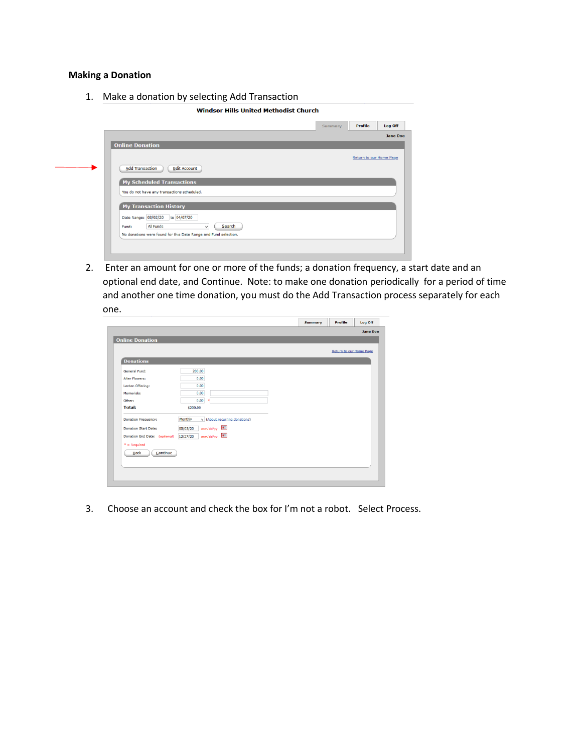**Making a Donation**

1. Make a donation by selecting Add Transaction

2. Enter an amount for one or more of the funds; a donation frequency, a start date and an optional end date, and Continue. Note: to make one donation periodically for a period of time and another one time donation, you must do the Add Transaction process separately for each one.

3. Choose an account and check the box for I'm not a robot. Select Process.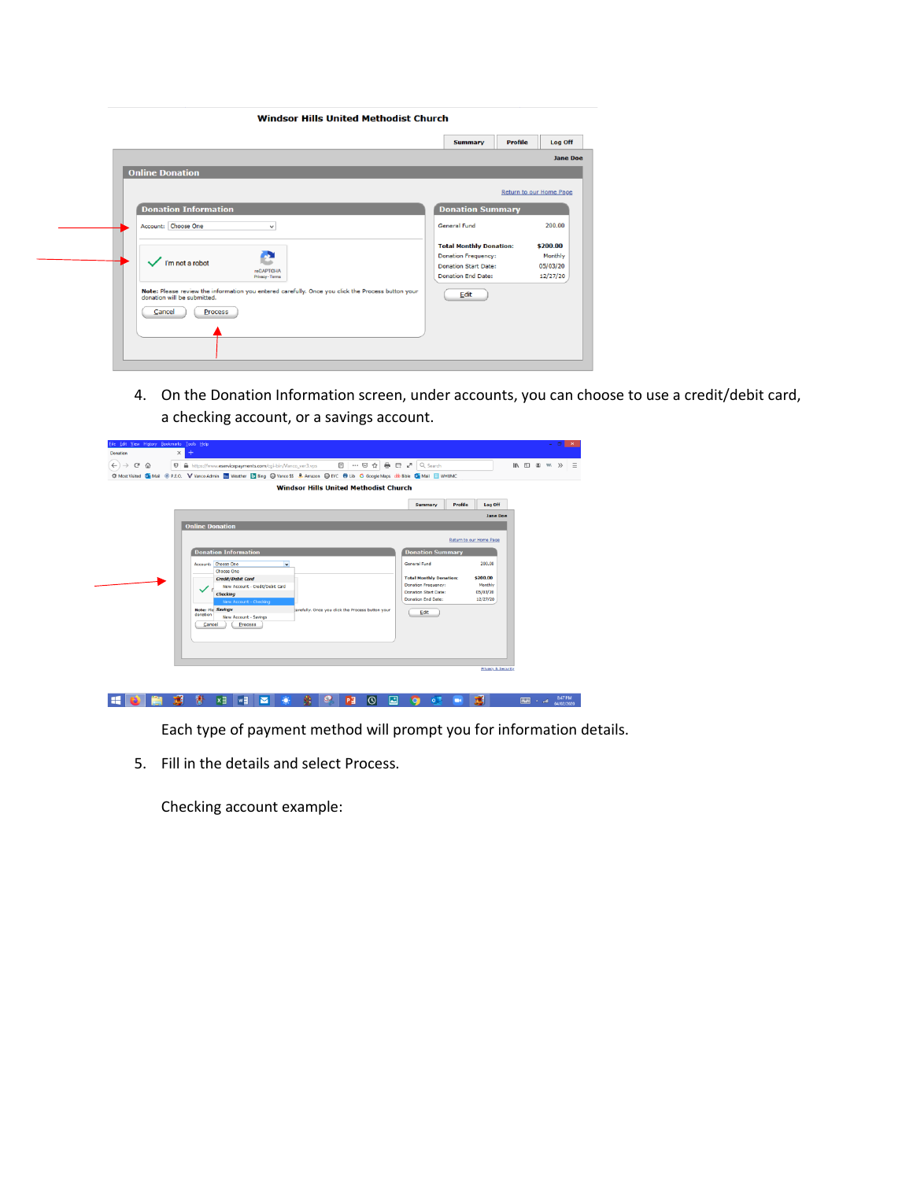4. On the Donation Information screen, under accounts, you can choose to use a credit/debit card, a checking account, or a savings account.

   Each type of payment method will prompt you for information details.

5. Fill in the details and select Process.

   Checking account example: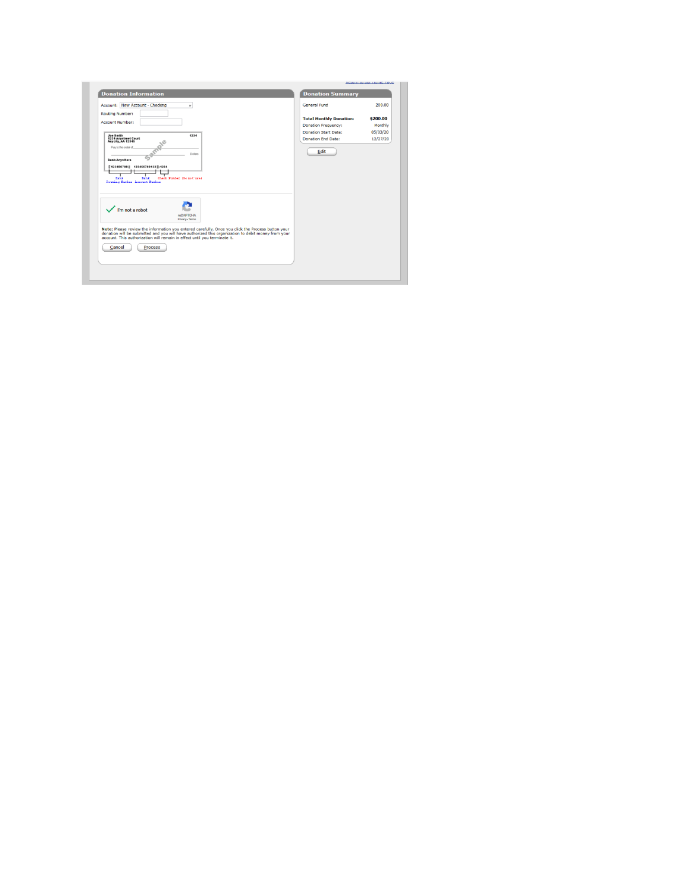Return to our Home Page

## Donation Information

Account: New Account - Checking

Routing Number:

Account Number:

Joe Smith
1234 Anystreet Court
Anycity, AA 12345

1234

Pay to the order of

Dollars

Sample

Bank Anywhere

⑆123456789⑆ 123456789123⑈ 1234

Bank Routing Number | Bank Account Number | Check Number (do not use)

I'm not a robot

reCAPTCHA
Privacy - Terms

**Note:** Please review the information you entered carefully. Once you click the Process button your donation will be submitted and you will have authorized this organization to debit money from your account. This authorization will remain in effect until you terminate it.

Cancel | Process

## Donation Summary

| | |
|---|---|
| General Fund | 200.00 |
| **Total Monthly Donation:** | **$200.00** |
| Donation Frequency: | Monthly |
| Donation Start Date: | 05/03/20 |
| Donation End Date: | 12/27/20 |

Edit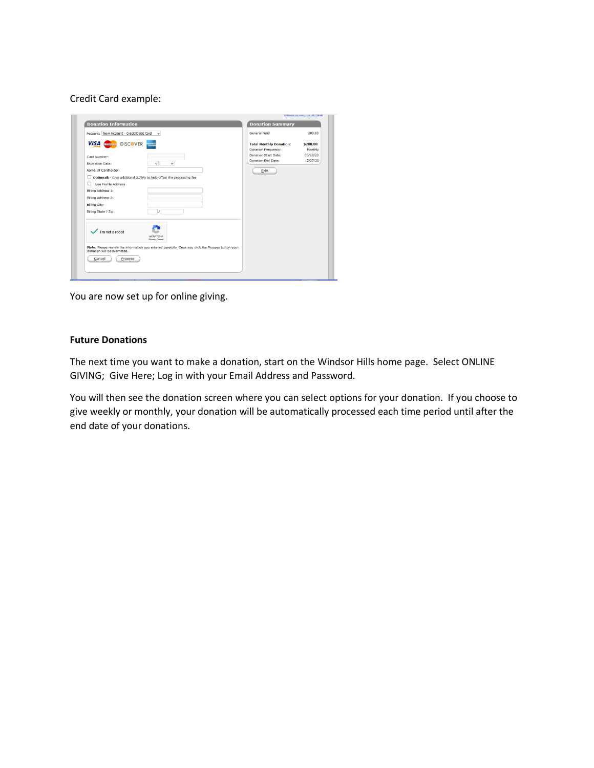Credit Card example:

You are now set up for online giving.

### Future Donations

The next time you want to make a donation, start on the Windsor Hills home page. Select ONLINE GIVING; Give Here; Log in with your Email Address and Password.

You will then see the donation screen where you can select options for your donation. If you choose to give weekly or monthly, your donation will be automatically processed each time period until after the end date of your donations.